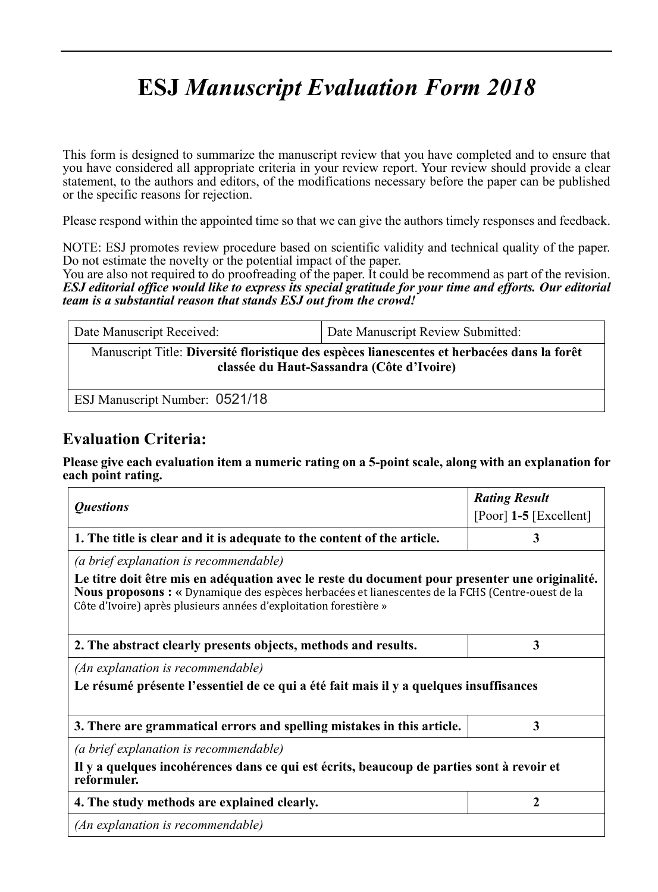# ESJ *Manuscript Evaluation Form 2018*

This form is designed to summarize the manuscript review that you have completed and to ensure that you have considered all appropriate criteria in your review report. Your review should provide a clear statement, to the authors and editors, of the modifications necessary before the paper can be published or the specific reasons for rejection.

Please respond within the appointed time so that we can give the authors timely responses and feedback.

NOTE: ESJ promotes review procedure based on scientific validity and technical quality of the paper. Do not estimate the novelty or the potential impact of the paper.
You are also not required to do proofreading of the paper. It could be recommend as part of the revision.
***ESJ editorial office would like to express its special gratitude for your time and efforts. Our editorial team is a substantial reason that stands ESJ out from the crowd!***

| Date Manuscript Received: | Date Manuscript Review Submitted: |
|---|---|
| Manuscript Title: **Diversité floristique des espèces lianescentes et herbacées dans la forêt classée du Haut-Sassandra (Côte d'Ivoire)** | |
| ESJ Manuscript Number: 0521/18 | |

## Evaluation Criteria:

**Please give each evaluation item a numeric rating on a 5-point scale, along with an explanation for each point rating.**

| *Questions* | ***Rating Result*** [Poor] **1-5** [Excellent] |
|---|---|
| **1. The title is clear and it is adequate to the content of the article.** | **3** |
| *(a brief explanation is recommendable)* **Le titre doit être mis en adéquation avec le reste du document pour presenter une originalité. Nous proposons : «** Dynamique des espèces herbacées et lianescentes de la FCHS (Centre-ouest de la Côte d'Ivoire) après plusieurs années d'exploitation forestière » | |
| **2. The abstract clearly presents objects, methods and results.** | **3** |
| *(An explanation is recommendable)* **Le résumé présente l'essentiel de ce qui a été fait mais il y a quelques insuffisances** | |
| **3. There are grammatical errors and spelling mistakes in this article.** | **3** |
| *(a brief explanation is recommendable)* **Il y a quelques incohérences dans ce qui est écrits, beaucoup de parties sont à revoir et reformuler.** | |
| **4. The study methods are explained clearly.** | **2** |
| *(An explanation is recommendable)* | |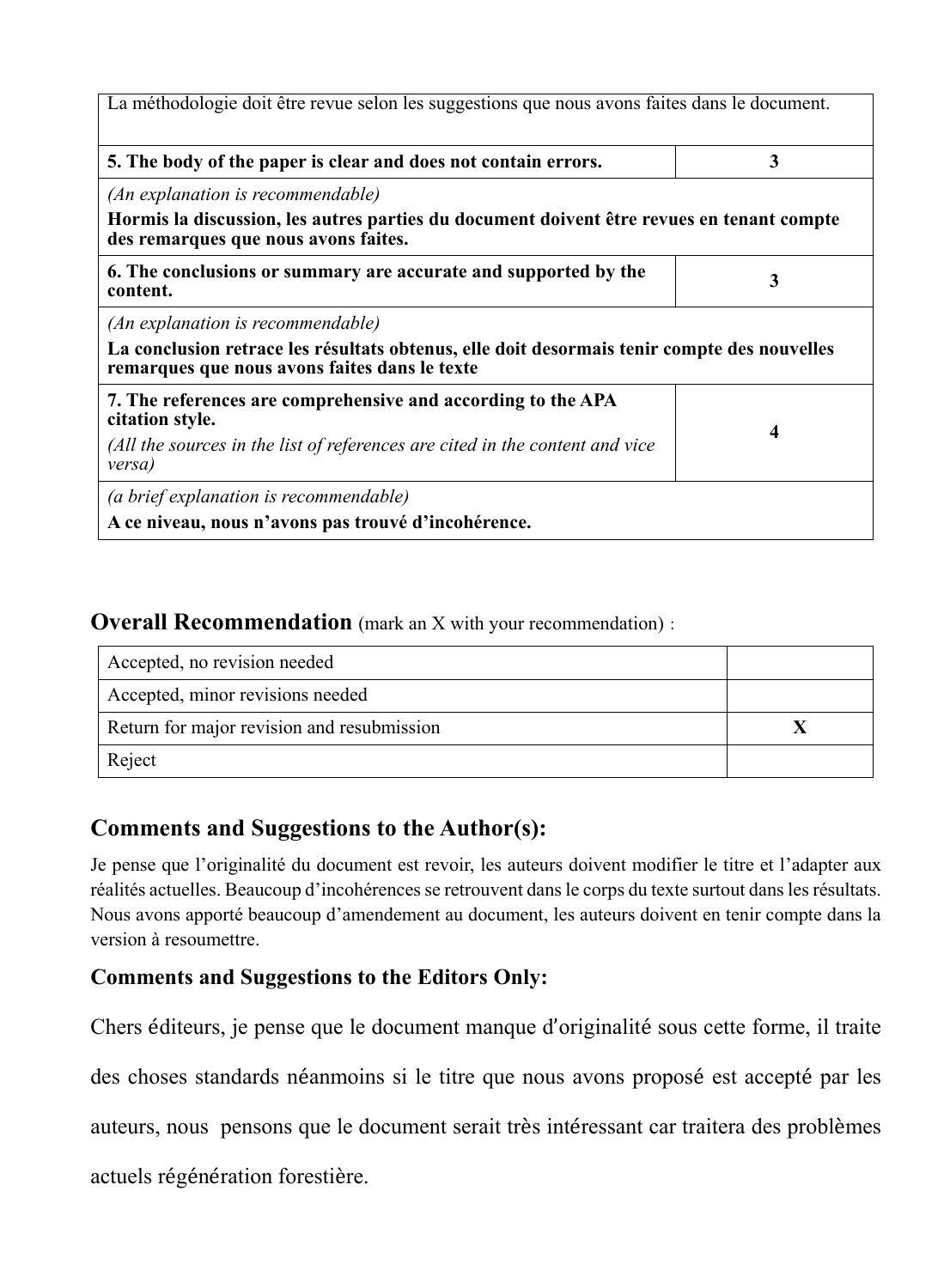| La méthodologie doit être revue selon les suggestions que nous avons faites dans le document. | |
|---|---|
| **5. The body of the paper is clear and does not contain errors.** | **3** |
| *(An explanation is recommendable)* **Hormis la discussion, les autres parties du document doivent être revues en tenant compte des remarques que nous avons faites.** | |
| **6. The conclusions or summary are accurate and supported by the content.** | **3** |
| *(An explanation is recommendable)* **La conclusion retrace les résultats obtenus, elle doit desormais tenir compte des nouvelles remarques que nous avons faites dans le texte** | |
| **7. The references are comprehensive and according to the APA citation style.** *(All the sources in the list of references are cited in the content and vice versa)* | **4** |
| *(a brief explanation is recommendable)* **A ce niveau, nous n'avons pas trouvé d'incohérence.** | |

## Overall Recommendation (mark an X with your recommendation) :

| Recommendation | |
|---|---|
| Accepted, no revision needed | |
| Accepted, minor revisions needed | |
| Return for major revision and resubmission | X |
| Reject | |

## Comments and Suggestions to the Author(s):

Je pense que l'originalité du document est revoir, les auteurs doivent modifier le titre et l'adapter aux réalités actuelles. Beaucoup d'incohérences se retrouvent dans le corps du texte surtout dans les résultats. Nous avons apporté beaucoup d'amendement au document, les auteurs doivent en tenir compte dans la version à resoumettre.

### Comments and Suggestions to the Editors Only:

Chers éditeurs, je pense que le document manque d'originalité sous cette forme, il traite des choses standards néanmoins si le titre que nous avons proposé est accepté par les auteurs, nous pensons que le document serait très intéressant car traitera des problèmes actuels régénération forestière.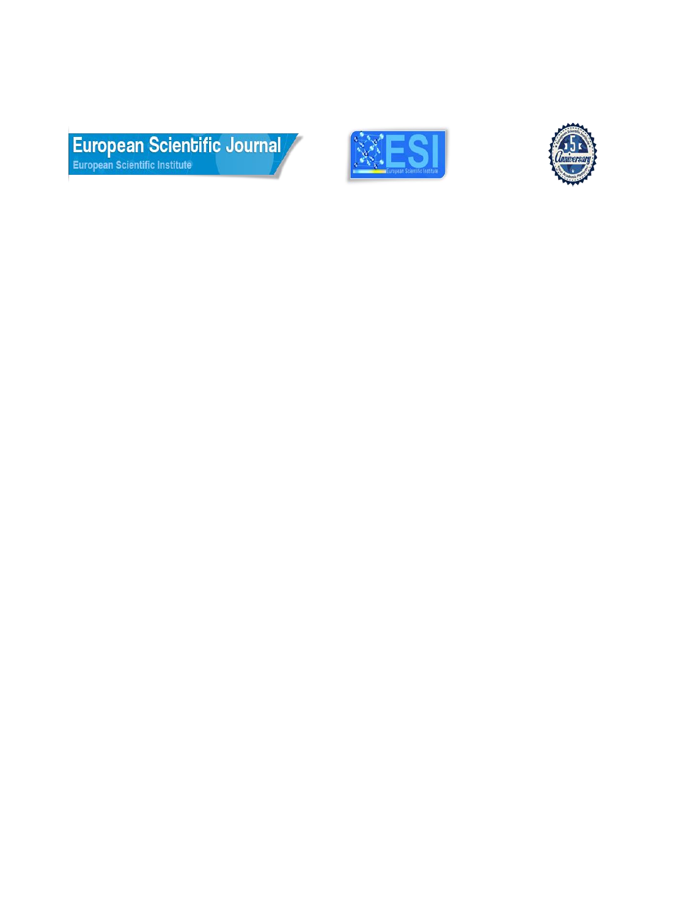European Scientific Journal

European Scientific Institute

ESI